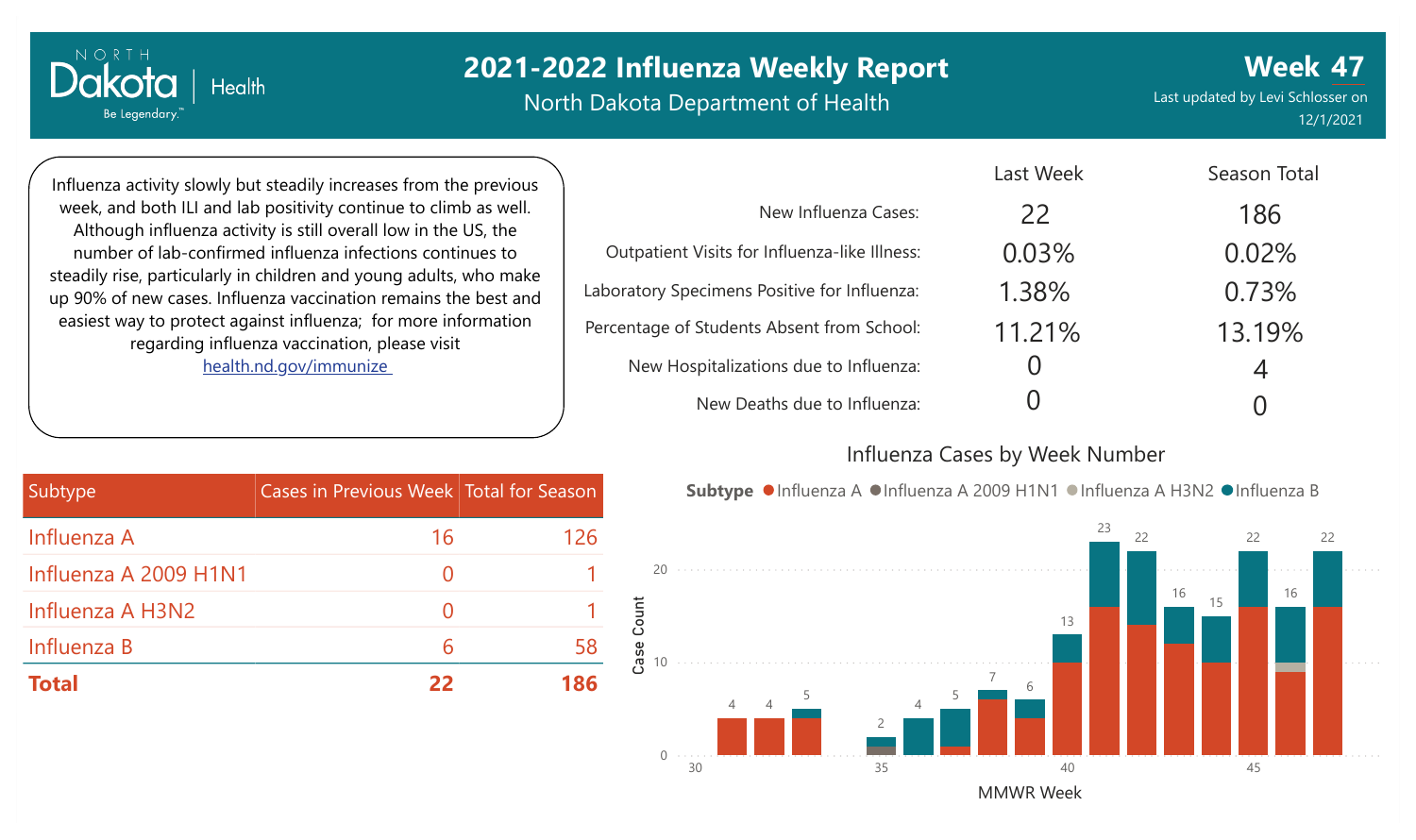# 2021-2022 Influenza Weekly Report

North Dakota Department of Health

**Week 47**

Last updated by Levi Schlosser on 12/1/2021

Influenza activity slowly but steadily increases from the previous week, and both ILI and lab positivity continue to climb as well. Although influenza activity is still overall low in the US, the number of lab-confirmed influenza infections continues to steadily rise, particularly in children and young adults, who make up 90% of new cases. Influenza vaccination remains the best and easiest way to protect against influenza; for more information regarding influenza vaccination, please visit health.nd.gov/immunize

| | Last Week | Season Total |
|---|---|---|
| New Influenza Cases: | 22 | 186 |
| Outpatient Visits for Influenza-like Illness: | 0.03% | 0.02% |
| Laboratory Specimens Positive for Influenza: | 1.38% | 0.73% |
| Percentage of Students Absent from School: | 11.21% | 13.19% |
| New Hospitalizations due to Influenza: | 0 | 4 |
| New Deaths due to Influenza: | 0 | 0 |

| Subtype | Cases in Previous Week | Total for Season |
|---|---|---|
| Influenza A | 16 | 126 |
| Influenza A 2009 H1N1 | 0 | 1 |
| Influenza A H3N2 | 0 | 1 |
| Influenza B | 6 | 58 |
| **Total** | **22** | **186** |

## Influenza Cases by Week Number

**Subtype** ● Influenza A ● Influenza A 2009 H1N1 ● Influenza A H3N2 ● Influenza B

| MMWR Week | 31 | 32 | 33 | 35 | 36 | 37 | 38 | 39 | 40 | 41 | 42 | 43 | 44 | 45 | 46 | 47 |
|---|---|---|---|---|---|---|---|---|---|---|---|---|---|---|---|---|
| Case Count | 4 | 4 | 5 | 2 | 4 | 5 | 7 | 6 | 13 | 23 | 22 | 16 | 15 | 22 | 16 | 22 |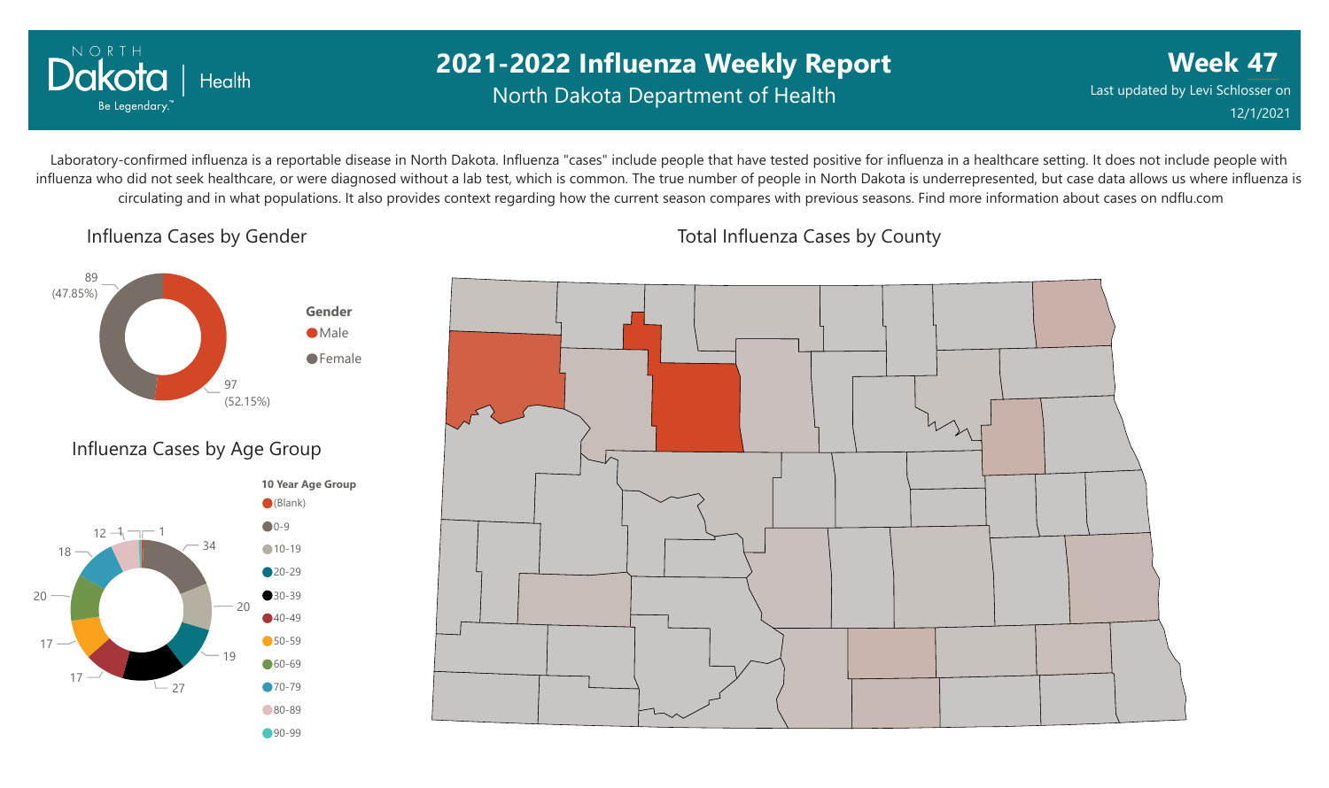# 2021-2022 Influenza Weekly Report

North Dakota Department of Health

**Week 47**

Last updated by Levi Schlosser on 12/1/2021

Laboratory-confirmed influenza is a reportable disease in North Dakota. Influenza "cases" include people that have tested positive for influenza in a healthcare setting. It does not include people with influenza who did not seek healthcare, or were diagnosed without a lab test, which is common. The true number of people in North Dakota is underrepresented, but case data allows us where influenza is circulating and in what populations. It also provides context regarding how the current season compares with previous seasons. Find more information about cases on ndflu.com

## Influenza Cases by Gender

| Gender | Cases | Percent |
|---|---|---|
| Male | 97 | 52.15% |
| Female | 89 | 47.85% |

## Influenza Cases by Age Group

| 10 Year Age Group | Cases |
|---|---|
| 0-9 | 34 |
| 10-19 | 20 |
| 20-29 | 19 |
| 30-39 | 27 |
| 40-49 | 17 |
| 50-59 | 17 |
| 60-69 | 20 |
| 70-79 | 18 |
| 80-89 | 12 |
| 90-99 | 1 |
| (Blank) | 1 |

## Total Influenza Cases by County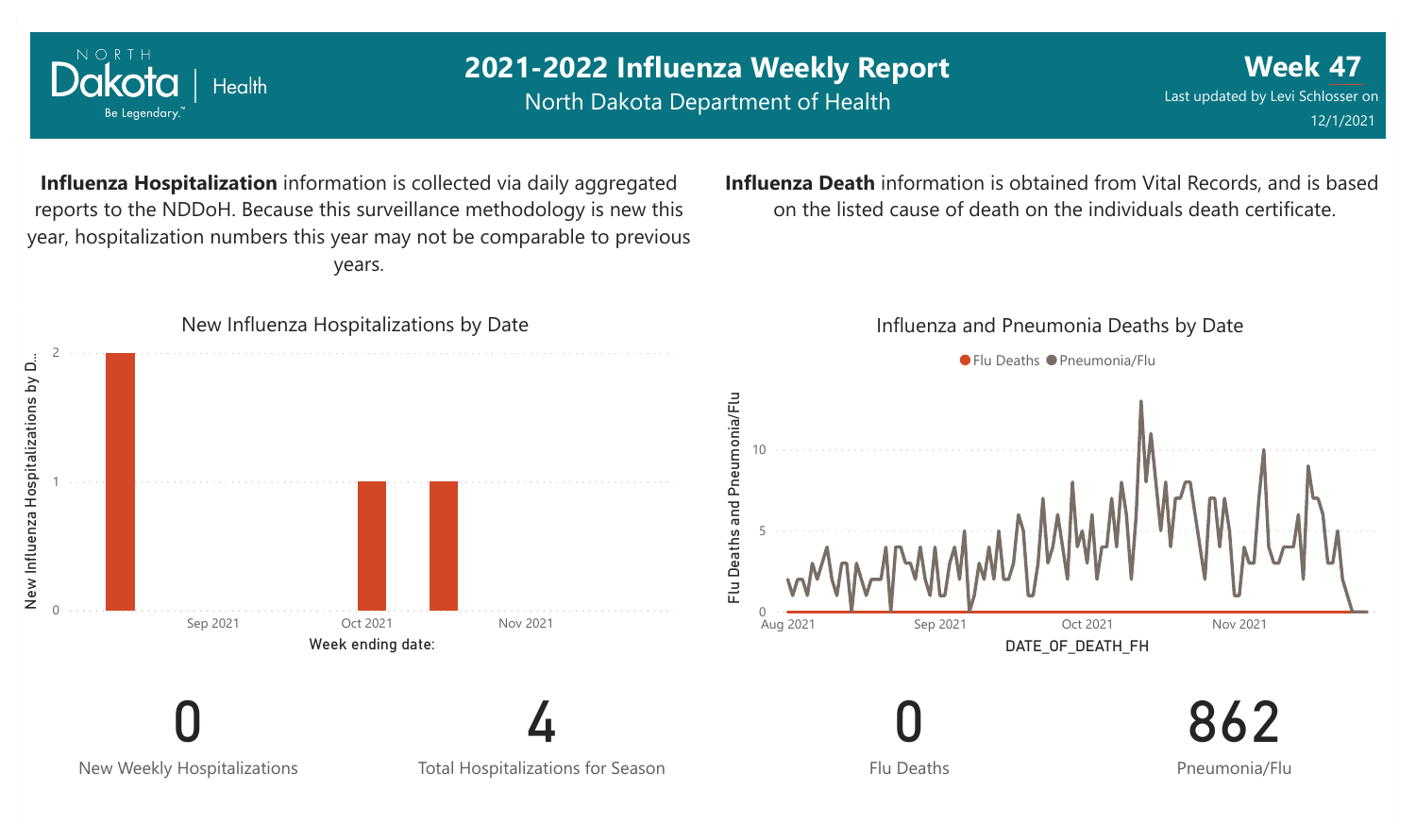# 2021-2022 Influenza Weekly Report

North Dakota Department of Health

**Week 47**

Last updated by Levi Schlosser on 12/1/2021

**Influenza Hospitalization** information is collected via daily aggregated reports to the NDDoH. Because this surveillance methodology is new this year, hospitalization numbers this year may not be comparable to previous years.

**Influenza Death** information is obtained from Vital Records, and is based on the listed cause of death on the individuals death certificate.

New Influenza Hospitalizations by Date

Influenza and Pneumonia Deaths by Date

Flu Deaths | Pneumonia/Flu

DATE_OF_DEATH_FH

Week ending date:

| 0 | 4 | 0 | 862 |
|---|---|---|---|
| New Weekly Hospitalizations | Total Hospitalizations for Season | Flu Deaths | Pneumonia/Flu |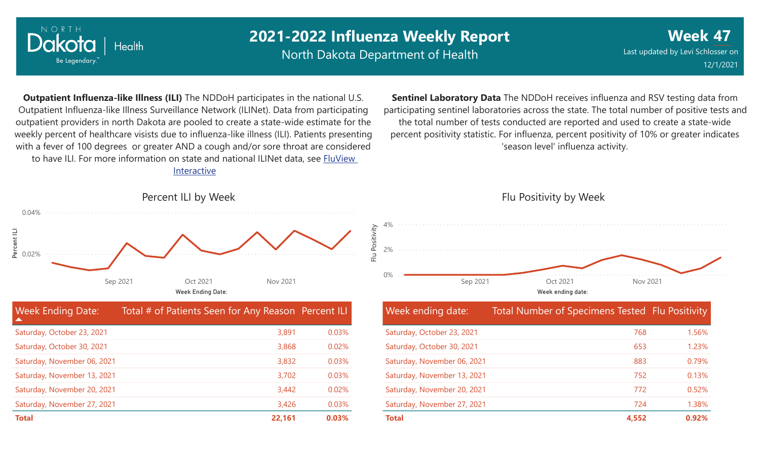# 2021-2022 Influenza Weekly Report

North Dakota Department of Health

**Week 47**

Last updated by Levi Schlosser on 12/1/2021

**Outpatient Influenza-like Illness (ILI)** The NDDoH participates in the national U.S. Outpatient Influenza-like Illness Surveillance Network (ILINet). Data from participating outpatient providers in north Dakota are pooled to create a state-wide estimate for the weekly percent of healthcare visists due to influenza-like illness (ILI). Patients presenting with a fever of 100 degrees or greater AND a cough and/or sore throat are considered to have ILI. For more information on state and national ILINet data, see FluView Interactive

Percent ILI by Week

| Week Ending Date: | Total # of Patients Seen for Any Reason | Percent ILI |
|---|---|---|
| Saturday, October 23, 2021 | 3,891 | 0.03% |
| Saturday, October 30, 2021 | 3,868 | 0.02% |
| Saturday, November 06, 2021 | 3,832 | 0.03% |
| Saturday, November 13, 2021 | 3,702 | 0.03% |
| Saturday, November 20, 2021 | 3,442 | 0.02% |
| Saturday, November 27, 2021 | 3,426 | 0.03% |
| **Total** | **22,161** | **0.03%** |

**Sentinel Laboratory Data** The NDDoH receives influenza and RSV testing data from participating sentinel laboratories across the state. The total number of positive tests and the total number of tests conducted are reported and used to create a state-wide percent positivity statistic. For influenza, percent positivity of 10% or greater indicates 'season level' influenza activity.

Flu Positivity by Week

| Week ending date: | Total Number of Specimens Tested | Flu Positivity |
|---|---|---|
| Saturday, October 23, 2021 | 768 | 1.56% |
| Saturday, October 30, 2021 | 653 | 1.23% |
| Saturday, November 06, 2021 | 883 | 0.79% |
| Saturday, November 13, 2021 | 752 | 0.13% |
| Saturday, November 20, 2021 | 772 | 0.52% |
| Saturday, November 27, 2021 | 724 | 1.38% |
| **Total** | **4,552** | **0.92%** |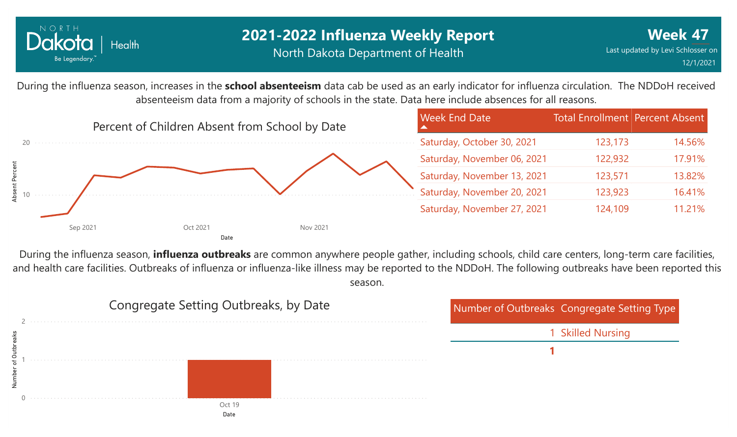# 2021-2022 Influenza Weekly Report

North Dakota Department of Health

**Week 47**

Last updated by Levi Schlosser on 12/1/2021

During the influenza season, increases in the **school absenteeism** data cab be used as an early indicator for influenza circulation. The NDDoH received absenteeism data from a majority of schools in the state. Data here include absences for all reasons.

## Percent of Children Absent from School by Date

| Week End Date | Total Enrollment | Percent Absent |
|---|---|---|
| Saturday, October 30, 2021 | 123,173 | 14.56% |
| Saturday, November 06, 2021 | 122,932 | 17.91% |
| Saturday, November 13, 2021 | 123,571 | 13.82% |
| Saturday, November 20, 2021 | 123,923 | 16.41% |
| Saturday, November 27, 2021 | 124,109 | 11.21% |

During the influenza season, **influenza outbreaks** are common anywhere people gather, including schools, child care centers, long-term care facilities, and health care facilities. Outbreaks of influenza or influenza-like illness may be reported to the NDDoH. The following outbreaks have been reported this season.

## Congregate Setting Outbreaks, by Date

| Number of Outbreaks | Congregate Setting Type |
|---|---|
| 1 | Skilled Nursing |
| **1** | |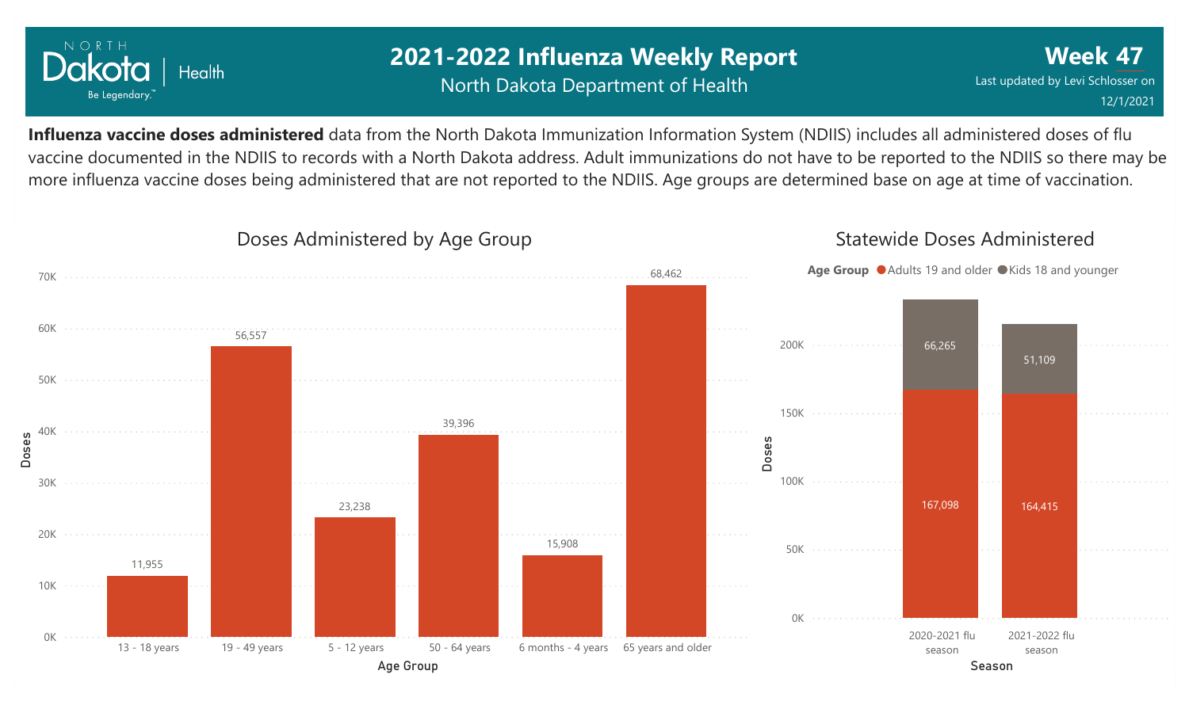# 2021-2022 Influenza Weekly Report

North Dakota Department of Health

**Week 47**

Last updated by Levi Schlosser on 12/1/2021

**Influenza vaccine doses administered** data from the North Dakota Immunization Information System (NDIIS) includes all administered doses of flu vaccine documented in the NDIIS to records with a North Dakota address. Adult immunizations do not have to be reported to the NDIIS so there may be more influenza vaccine doses being administered that are not reported to the NDIIS. Age groups are determined base on age at time of vaccination.

## Doses Administered by Age Group

| Age Group | Doses |
| --- | --- |
| 13 - 18 years | 11,955 |
| 19 - 49 years | 56,557 |
| 5 - 12 years | 23,238 |
| 50 - 64 years | 39,396 |
| 6 months - 4 years | 15,908 |
| 65 years and older | 68,462 |

## Statewide Doses Administered

| Season | Adults 19 and older | Kids 18 and younger |
| --- | --- | --- |
| 2020-2021 flu season | 167,098 | 66,265 |
| 2021-2022 flu season | 164,415 | 51,109 |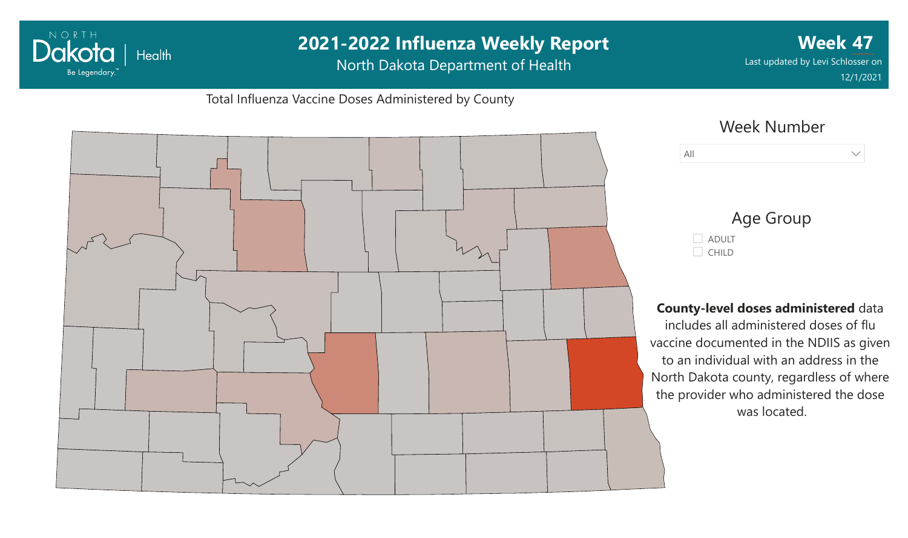# 2021-2022 Influenza Weekly Report

North Dakota Department of Health

**Week 47**

Last updated by Levi Schlosser on 12/1/2021

Total Influenza Vaccine Doses Administered by County

Week Number

All

Age Group

- ADULT
- CHILD

**County-level doses administered** data includes all administered doses of flu vaccine documented in the NDIIS as given to an individual with an address in the North Dakota county, regardless of where the provider who administered the dose was located.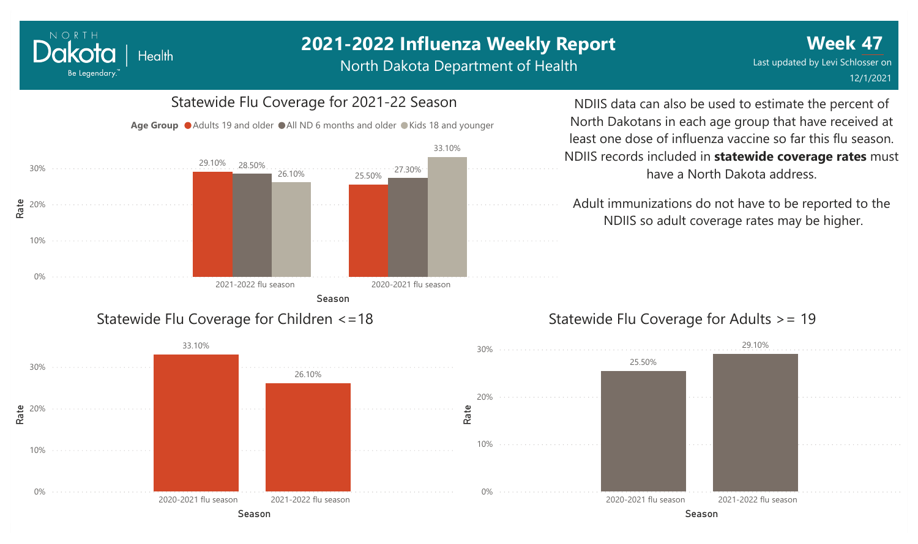# 2021-2022 Influenza Weekly Report

North Dakota Department of Health

**Week 47**

Last updated by Levi Schlosser on 12/1/2021

## Statewide Flu Coverage for 2021-22 Season

Age Group: Adults 19 and older, All ND 6 months and older, Kids 18 and younger

| Season | Adults 19 and older | All ND 6 months and older | Kids 18 and younger |
|---|---|---|---|
| 2021-2022 flu season | 29.10% | 28.50% | 26.10% |
| 2020-2021 flu season | 25.50% | 27.30% | 33.10% |

NDIIS data can also be used to estimate the percent of North Dakotans in each age group that have received at least one dose of influenza vaccine so far this flu season. NDIIS records included in **statewide coverage rates** must have a North Dakota address.

Adult immunizations do not have to be reported to the NDIIS so adult coverage rates may be higher.

## Statewide Flu Coverage for Children <=18

| Season | Rate |
|---|---|
| 2020-2021 flu season | 33.10% |
| 2021-2022 flu season | 26.10% |

## Statewide Flu Coverage for Adults >= 19

| Season | Rate |
|---|---|
| 2020-2021 flu season | 25.50% |
| 2021-2022 flu season | 29.10% |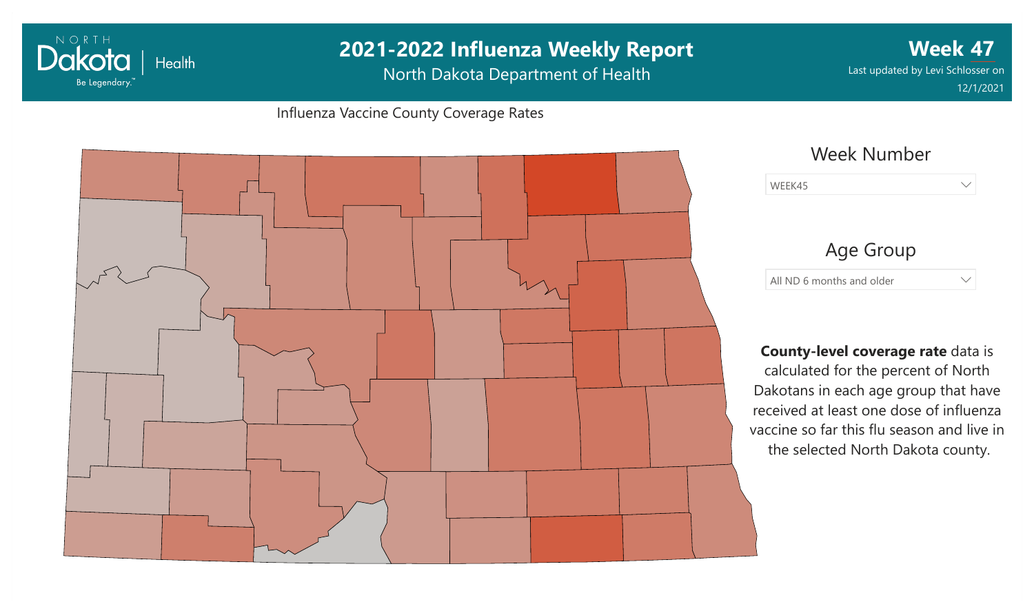# 2021-2022 Influenza Weekly Report

North Dakota Department of Health

**Week 47**

Last updated by Levi Schlosser on 12/1/2021

Influenza Vaccine County Coverage Rates

## Week Number

WEEK45

## Age Group

All ND 6 months and older

**County-level coverage rate** data is calculated for the percent of North Dakotans in each age group that have received at least one dose of influenza vaccine so far this flu season and live in the selected North Dakota county.